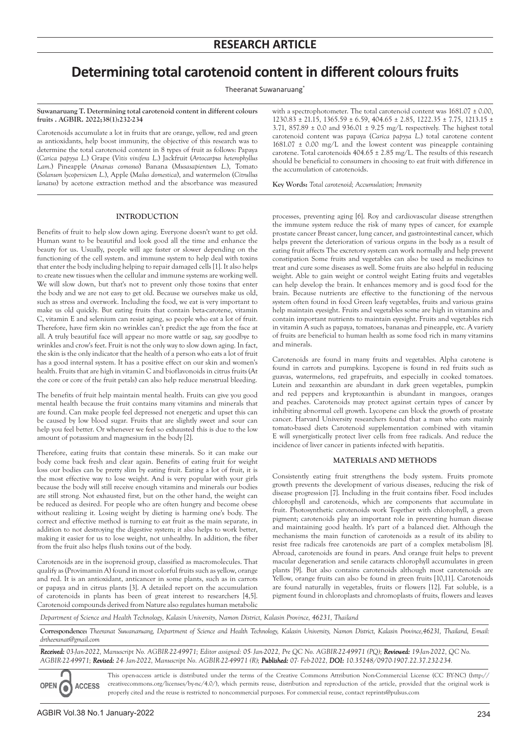## RESEARCH ARTICLE

# Determining total carotenoid content in different colours fruits

Theeranat Suwanaruang*

**Suwanaruang T. Determining total carotenoid content in different colours fruits . AGBIR. 2022;38(1):232-234**

Carotenoids accumulate a lot in fruits that are orange, yellow, red and green as antioxidants, help boost immunity, the objective of this research was to determine the total carotenoid content in 8 types of fruit as follows: Papaya (*Carica papyya L.*) Grape (*Vitis vinifera L.*) Jackfruit (*Artocarpus heterophyllus Lam.*) Pineapple (*Ananas comosus*) Banana (*Musasapientum L.*), Tomato (*Solanum lycopersicum L.*), Apple (*Malus domestica*), and watermelon (*Citrullus lanatus*) by acetone extraction method and the absorbance was measured with a spectrophotometer. The total carotenoid content was 1681.07 ± 0.00, 1230.83 ± 21.15, 1365.59 ± 6.59, 404.65 ± 2.85, 1222.35 ± 7.75, 1213.15 ± 3.71, 857.89 ± 0.0 and 936.01 ± 9.25 mg/L respectively. The highest total carotenoid content was papaya (*Carica papyya L.*) total carotene content 1681.07 ± 0.00 mg/L and the lowest content was pineapple containing carotene. Total carotenoids 404.65 ± 2.85 mg/L. The results of this research should be beneficial to consumers in choosing to eat fruit with difference in the accumulation of carotenoids.

**Key Words:** *Total carotenoid; Accumulation; Immunity*

### INTRODUCTION

Benefits of fruit to help slow down aging. Everyone doesn't want to get old. Human want to be beautiful and look good all the time and enhance the beauty for us. Usually, people will age faster or slower depending on the functioning of the cell system. and immune system to help deal with toxins that enter the body including helping to repair damaged cells [1]. It also helps to create new tissues when the cellular and immune systems are working well. We will slow down, but that's not to prevent only those toxins that enter the body and we are not easy to get old. Because we ourselves make us old, such as stress and overwork. Including the food, we eat is very important to make us old quickly. But eating fruits that contain beta-carotene, vitamin C, vitamin E and selenium can resist aging, so people who eat a lot of fruit. Therefore, have firm skin no wrinkles can't predict the age from the face at all. A truly beautiful face will appear no more wattle or sag, say goodbye to wrinkles and crow's feet. Fruit is not the only way to slow down aging. In fact, the skin is the only indicator that the health of a person who eats a lot of fruit has a good internal system. It has a positive effect on our skin and women's health. Fruits that are high in vitamin C and bioflavonoids in citrus fruits (At the core or core of the fruit petals) can also help reduce menstrual bleeding.

The benefits of fruit help maintain mental health. Fruits can give you good mental health because the fruit contains many vitamins and minerals that are found. Can make people feel depressed not energetic and upset this can be caused by low blood sugar. Fruits that are slightly sweet and sour can help you feel better. Or whenever we feel so exhausted this is due to the low amount of potassium and magnesium in the body [2].

Therefore, eating fruits that contain these minerals. So it can make our body come back fresh and clear again. Benefits of eating fruit for weight loss our bodies can be pretty slim by eating fruit. Eating a lot of fruit, it is the most effective way to lose weight. And is very popular with your girls because the body will still receive enough vitamins and minerals our bodies are still strong. Not exhausted first, but on the other hand, the weight can be reduced as desired. For people who are often hungry and become obese without realizing it. Losing weight by dieting is harming one's body. The correct and effective method is turning to eat fruit as the main separate, in addition to not destroying the digestive system; it also helps to work better, making it easier for us to lose weight, not unhealthy. In addition, the fiber from the fruit also helps flush toxins out of the body.

Carotenoids are in the isoprenoid group, classified as macromolecules. That qualify as (Provimamin A) found in most colorful fruits such as yellow, orange and red. It is an antioxidant, anticancer in some plants, such as in carrots or papaya and in citrus plants [3]. A detailed report on the accumulation of carotenoids in plants has been of great interest to researchers [4,5]. Carotenoid compounds derived from Nature also regulates human metabolic processes, preventing aging [6]. Roy and cardiovascular disease strengthen the immune system reduce the risk of many types of cancer, for example prostate cancer Breast cancer, lung cancer, and gastrointestinal cancer, which helps prevent the deterioration of various organs in the body as a result of eating fruit affects The excretory system can work normally and help prevent constipation Some fruits and vegetables can also be used as medicines to treat and cure some diseases as well. Some fruits are also helpful in reducing weight. Able to gain weight or control weight Eating fruits and vegetables can help develop the brain. It enhances memory and is good food for the brain. Because nutrients are effective to the functioning of the nervous system often found in food Green leafy vegetables, fruits and various grains help maintain eyesight. Fruits and vegetables some are high in vitamins and contain important nutrients to maintain eyesight. Fruits and vegetables rich in vitamin A such as papaya, tomatoes, bananas and pineapple, etc. A variety of fruits are beneficial to human health as some food rich in many vitamins and minerals.

Carotenoids are found in many fruits and vegetables. Alpha carotene is found in carrots and pumpkins. Lycopene is found in red fruits such as guavas, watermelons, red grapefruits, and especially in cooked tomatoes. Lutein and zeaxanthin are abundant in dark green vegetables, pumpkin and red peppers and kryptoxanthin is abundant in mangoes, oranges and peaches. Carotenoids may protect against certain types of cancer by inhibiting abnormal cell growth. Lycopene can block the growth of prostate cancer. Harvard University researchers found that a man who eats mainly tomato-based diets Carotenoid supplementation combined with vitamin E will synergistically protect liver cells from free radicals. And reduce the incidence of liver cancer in patients infected with hepatitis.

### MATERIALS AND METHODS

Consistently eating fruit strengthens the body system. Fruits promote growth prevents the development of various diseases, reducing the risk of disease progression [7]. Including in the fruit contains fiber. Food includes chlorophyll and carotenoids, which are components that accumulate in fruit. Photosynthetic carotenoids work Together with chlorophyll, a green pigment; carotenoids play an important role in preventing human disease and maintaining good health. It's part of a balanced diet. Although the mechanisms the main function of carotenoids as a result of its ability to resist free radicals free carotenoids are part of a complex metabolism [8]. Abroad, carotenoids are found in pears. And orange fruit helps to prevent macular degeneration and senile cataracts chlorophyll accumulates in green plants [9]. But also contains carotenoids although most carotenoids are Yellow, orange fruits can also be found in green fruits [10,11]. Carotenoids are found naturally in vegetables, fruits or flowers [12]. Fat soluble, is a pigment found in chloroplasts and chromoplasts of fruits, flowers and leaves

*Department of Science and Health Technology, Kalasin University, Namon District, Kalasin Province, 46231, Thailand*

**Correspondence:** *Theeranat Suwanaruang, Department of Science and Health Technology, Kalasin University, Namon District, Kalasin Province,46231, Thailand, E-mail: drtheeranat@gmail.com*

***Received:*** *03-Jan-2022, Manuscript No. AGBIR-22-49971; Editor assigned: 05- Jan-2022, Pre QC No. AGBIR-22-49971 (PQ);* ***Reviewed:*** *19-Jan-2022, QC No. AGBIR-22-49971;* ***Revised:*** *24- Jan-2022, Manuscript No. AGBIR-22-49971 (R);* ***Published:*** *07- Feb-2022,* ***DOI:*** *10.35248/0970-1907.22.37.232-234.*

OPEN ACCESS

This open-access article is distributed under the terms of the Creative Commons Attribution Non-Commercial License (CC BY-NC) (http://creativecommons.org/licenses/by-nc/4.0/), which permits reuse, distribution and reproduction of the article, provided that the original work is properly cited and the reuse is restricted to noncommercial purposes. For commercial reuse, contact reprints@pulsus.com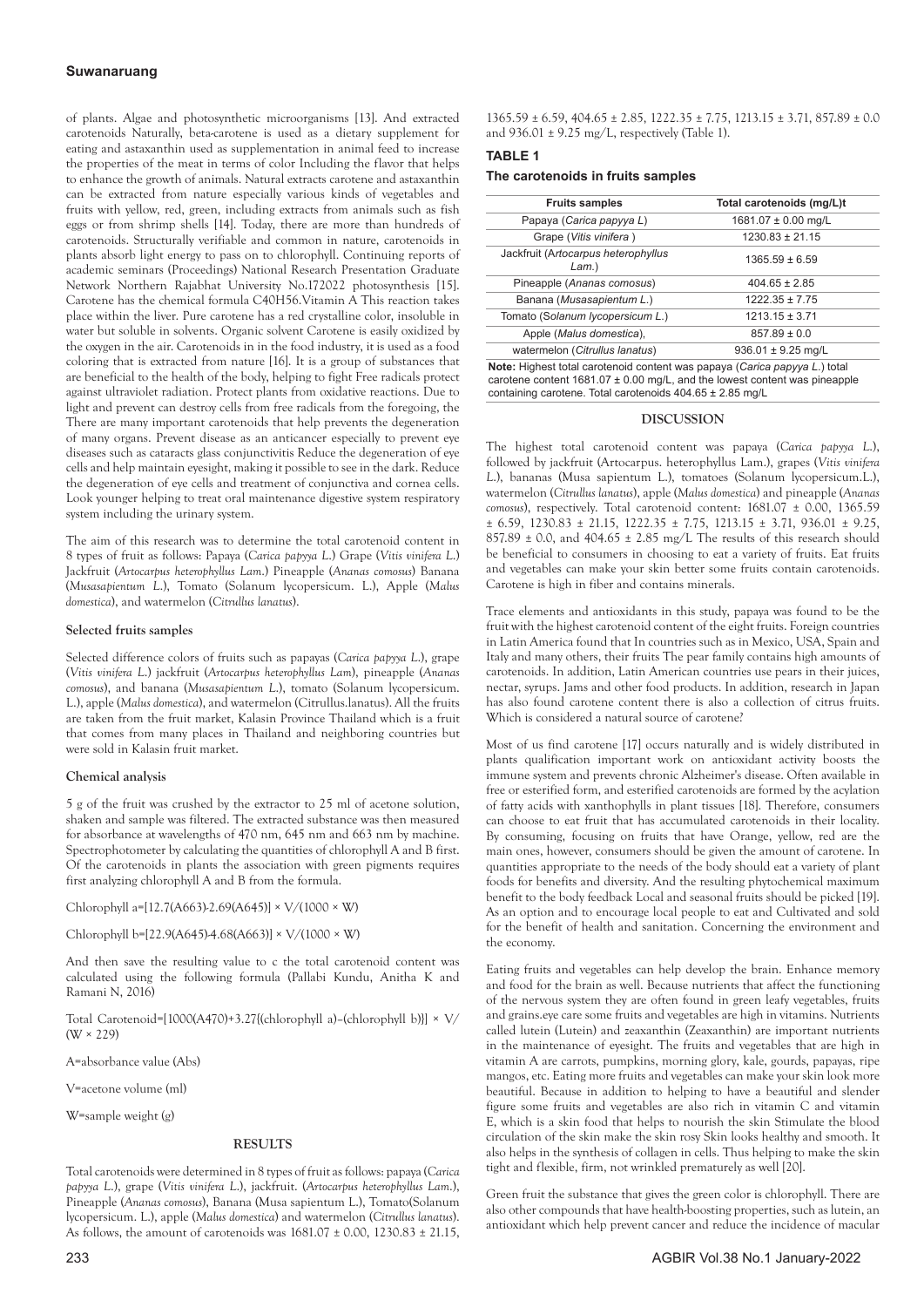of plants. Algae and photosynthetic microorganisms [13]. And extracted carotenoids Naturally, beta-carotene is used as a dietary supplement for eating and astaxanthin used as supplementation in animal feed to increase the properties of the meat in terms of color Including the flavor that helps to enhance the growth of animals. Natural extracts carotene and astaxanthin can be extracted from nature especially various kinds of vegetables and fruits with yellow, red, green, including extracts from animals such as fish eggs or from shrimp shells [14]. Today, there are more than hundreds of carotenoids. Structurally verifiable and common in nature, carotenoids in plants absorb light energy to pass on to chlorophyll. Continuing reports of academic seminars (Proceedings) National Research Presentation Graduate Network Northern Rajabhat University No.172022 photosynthesis [15]. Carotene has the chemical formula C40H56.Vitamin A This reaction takes place within the liver. Pure carotene has a red crystalline color, insoluble in water but soluble in solvents. Organic solvent Carotene is easily oxidized by the oxygen in the air. Carotenoids in in the food industry, it is used as a food coloring that is extracted from nature [16]. It is a group of substances that are beneficial to the health of the body, helping to fight Free radicals protect against ultraviolet radiation. Protect plants from oxidative reactions. Due to light and prevent can destroy cells from free radicals from the foregoing, the There are many important carotenoids that help prevents the degeneration of many organs. Prevent disease as an anticancer especially to prevent eye diseases such as cataracts glass conjunctivitis Reduce the degeneration of eye cells and help maintain eyesight, making it possible to see in the dark. Reduce the degeneration of eye cells and treatment of conjunctiva and cornea cells. Look younger helping to treat oral maintenance digestive system respiratory system including the urinary system.

The aim of this research was to determine the total carotenoid content in 8 types of fruit as follows: Papaya (*Carica papyya L.*) Grape (*Vitis vinifera L.*) Jackfruit (*Artocarpus heterophyllus Lam.*) Pineapple (*Ananas comosus*) Banana (*Musasapientum L.*), Tomato (Solanum lycopersicum. L.), Apple (*Malus domestica*), and watermelon (*Citrullus lanatus*).

### Selected fruits samples

Selected difference colors of fruits such as papayas (*Carica papyya L.*), grape (*Vitis vinifera L.*) jackfruit (*Artocarpus heterophyllus Lam*), pineapple (*Ananas comosus*), and banana (*Musasapientum L.*), tomato (Solanum lycopersicum. L.), apple (*Malus domestica*), and watermelon (Citrullus.lanatus). All the fruits are taken from the fruit market, Kalasin Province Thailand which is a fruit that comes from many places in Thailand and neighboring countries but were sold in Kalasin fruit market.

### Chemical analysis

5 g of the fruit was crushed by the extractor to 25 ml of acetone solution, shaken and sample was filtered. The extracted substance was then measured for absorbance at wavelengths of 470 nm, 645 nm and 663 nm by machine. Spectrophotometer by calculating the quantities of chlorophyll A and B first. Of the carotenoids in plants the association with green pigments requires first analyzing chlorophyll A and B from the formula.

$$\text{Chlorophyll a}=[12.7(A663)-2.69(A645)] \times V/(1000 \times W)$$

$$\text{Chlorophyll b}=[22.9(A645)-4.68(A663)] \times V/(1000 \times W)$$

And then save the resulting value to c the total carotenoid content was calculated using the following formula (Pallabi Kundu, Anitha K and Ramani N, 2016)

$$\text{Total Carotenoid}=[1000(A470)+3.27[(\text{chlorophyll a})-(\text{chlorophyll b})]] \times V/(W \times 229)$$

A=absorbance value (Abs)

V=acetone volume (ml)

W=sample weight (g)

## RESULTS

Total carotenoids were determined in 8 types of fruit as follows: papaya (*Carica papyya L.*), grape (*Vitis vinifera L.*), jackfruit. (*Artocarpus heterophyllus Lam.*), Pineapple (*Ananas comosus*), Banana (Musa sapientum L.), Tomato(Solanum lycopersicum. L.), apple (*Malus domestica*) and watermelon (*Citrullus lanatus*). As follows, the amount of carotenoids was 1681.07 ± 0.00, 1230.83 ± 21.15, 1365.59 ± 6.59, 404.65 ± 2.85, 1222.35 ± 7.75, 1213.15 ± 3.71, 857.89 ± 0.0 and 936.01 ± 9.25 mg/L, respectively (Table 1).

**TABLE 1**

**The carotenoids in fruits samples**

| Fruits samples | Total carotenoids (mg/L)t |
|---|---|
| Papaya (*Carica papyya L*) | 1681.07 ± 0.00 mg/L |
| Grape (*Vitis vinifera* ) | 1230.83 ± 21.15 |
| Jackfruit (*Artocarpus heterophyllus Lam.*) | 1365.59 ± 6.59 |
| Pineapple (*Ananas comosus*) | 404.65 ± 2.85 |
| Banana (*Musasapientum L.*) | 1222.35 ± 7.75 |
| Tomato (*Solanum lycopersicum L.*) | 1213.15 ± 3.71 |
| Apple (*Malus domestica*), | 857.89 ± 0.0 |
| watermelon (*Citrullus lanatus*) | 936.01 ± 9.25 mg/L |

**Note:** Highest total carotenoid content was papaya (*Carica papyya L.*) total carotene content 1681.07 ± 0.00 mg/L, and the lowest content was pineapple containing carotene. Total carotenoids 404.65 ± 2.85 mg/L

## DISCUSSION

The highest total carotenoid content was papaya (*Carica papyya L.*), followed by jackfruit (Artocarpus. heterophyllus Lam.), grapes (*Vitis vinifera L.*), bananas (Musa sapientum L.), tomatoes (Solanum lycopersicum.L.), watermelon (*Citrullus lanatus*), apple (*Malus domestica*) and pineapple (*Ananas comosus*), respectively. Total carotenoid content: 1681.07 ± 0.00, 1365.59 ± 6.59, 1230.83 ± 21.15, 1222.35 ± 7.75, 1213.15 ± 3.71, 936.01 ± 9.25, 857.89 ± 0.0, and 404.65 ± 2.85 mg/L The results of this research should be beneficial to consumers in choosing to eat a variety of fruits. Eat fruits and vegetables can make your skin better some fruits contain carotenoids. Carotene is high in fiber and contains minerals.

Trace elements and antioxidants in this study, papaya was found to be the fruit with the highest carotenoid content of the eight fruits. Foreign countries in Latin America found that In countries such as in Mexico, USA, Spain and Italy and many others, their fruits The pear family contains high amounts of carotenoids. In addition, Latin American countries use pears in their juices, nectar, syrups. Jams and other food products. In addition, research in Japan has also found carotene content there is also a collection of citrus fruits. Which is considered a natural source of carotene?

Most of us find carotene [17] occurs naturally and is widely distributed in plants qualification important work on antioxidant activity boosts the immune system and prevents chronic Alzheimer's disease. Often available in free or esterified form, and esterified carotenoids are formed by the acylation of fatty acids with xanthophylls in plant tissues [18]. Therefore, consumers can choose to eat fruit that has accumulated carotenoids in their locality. By consuming, focusing on fruits that have Orange, yellow, red are the main ones, however, consumers should be given the amount of carotene. In quantities appropriate to the needs of the body should eat a variety of plant foods for benefits and diversity. And the resulting phytochemical maximum benefit to the body feedback Local and seasonal fruits should be picked [19]. As an option and to encourage local people to eat and Cultivated and sold for the benefit of health and sanitation. Concerning the environment and the economy.

Eating fruits and vegetables can help develop the brain. Enhance memory and food for the brain as well. Because nutrients that affect the functioning of the nervous system they are often found in green leafy vegetables, fruits and grains.eye care some fruits and vegetables are high in vitamins. Nutrients called lutein (Lutein) and zeaxanthin (Zeaxanthin) are important nutrients in the maintenance of eyesight. The fruits and vegetables that are high in vitamin A are carrots, pumpkins, morning glory, kale, gourds, papayas, ripe mangos, etc. Eating more fruits and vegetables can make your skin look more beautiful. Because in addition to helping to have a beautiful and slender figure some fruits and vegetables are also rich in vitamin C and vitamin E, which is a skin food that helps to nourish the skin Stimulate the blood circulation of the skin make the skin rosy Skin looks healthy and smooth. It also helps in the synthesis of collagen in cells. Thus helping to make the skin tight and flexible, firm, not wrinkled prematurely as well [20].

Green fruit the substance that gives the green color is chlorophyll. There are also other compounds that have health-boosting properties, such as lutein, an antioxidant which help prevent cancer and reduce the incidence of macular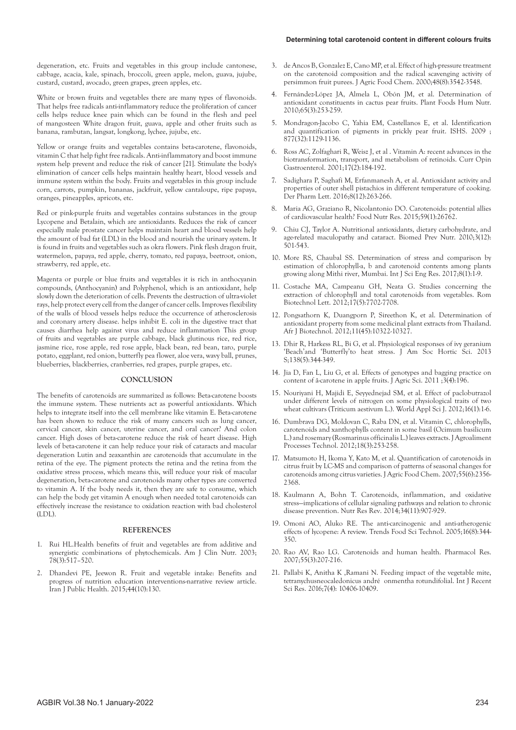degeneration, etc. Fruits and vegetables in this group include cantonese, cabbage, acacia, kale, spinach, broccoli, green apple, melon, guava, jujube, custard, custard, avocado, green grapes, green apples, etc.

White or brown fruits and vegetables there are many types of flavonoids. That helps free radicals anti-inflammatory reduce the proliferation of cancer cells helps reduce knee pain which can be found in the flesh and peel of mangosteen White dragon fruit, guava, apple and other fruits such as banana, rambutan, langsat, longkong, lychee, jujube, etc.

Yellow or orange fruits and vegetables contains beta-carotene, flavonoids, vitamin C that help fight free radicals. Anti-inflammatory and boost immune system help prevent and reduce the risk of cancer [21]. Stimulate the body's elimination of cancer cells helps maintain healthy heart, blood vessels and immune system within the body. Fruits and vegetables in this group include corn, carrots, pumpkin, bananas, jackfruit, yellow cantaloupe, ripe papaya, oranges, pineapples, apricots, etc.

Red or pink-purple fruits and vegetables contains substances in the group Lycopene and Betalain, which are antioxidants. Reduces the risk of cancer especially male prostate cancer helps maintain heart and blood vessels help the amount of bad fat (LDL) in the blood and nourish the urinary system. It is found in fruits and vegetables such as okra flowers. Pink flesh dragon fruit, watermelon, papaya, red apple, cherry, tomato, red papaya, beetroot, onion, strawberry, red apple, etc.

Magenta or purple or blue fruits and vegetables it is rich in anthocyanin compounds, (Anthocyanin) and Polyphenol, which is an antioxidant, help slowly down the deterioration of cells. Prevents the destruction of ultra-violet rays, help protect every cell from the danger of cancer cells. Improves flexibility of the walls of blood vessels helps reduce the occurrence of atherosclerosis and coronary artery disease. helps inhibit E. coli in the digestive tract that causes diarrhea help against virus and reduce inflammation This group of fruits and vegetables are purple cabbage, black glutinous rice, red rice, jasmine rice, rose apple, red rose apple, black bean, red bean, taro, purple potato, eggplant, red onion, butterfly pea flower, aloe vera, wavy ball, prunes, blueberries, blackberries, cranberries, red grapes, purple grapes, etc.

## CONCLUSION

The benefits of carotenoids are summarized as follows: Beta-carotene boosts the immune system. These nutrients act as powerful antioxidants. Which helps to integrate itself into the cell membrane like vitamin E. Beta-carotene has been shown to reduce the risk of many cancers such as lung cancer, cervical cancer, skin cancer, uterine cancer, and oral cancer? And colon cancer. High doses of beta-carotene reduce the risk of heart disease. High levels of beta-carotene it can help reduce your risk of cataracts and macular degeneration Lutin and zeaxanthin are carotenoids that accumulate in the retina of the eye. The pigment protects the retina and the retina from the oxidative stress process, which means this, will reduce your risk of macular degeneration, beta-carotene and carotenoids many other types are converted to vitamin A. If the body needs it, then they are safe to consume, which can help the body get vitamin A enough when needed total carotenoids can effectively increase the resistance to oxidation reaction with bad cholesterol (LDL).

## REFERENCES

1. Rui HL.Health benefits of fruit and vegetables are from additive and synergistic combinations of phytochemicals. Am J Clin Nutr. 2003; 78(3):517–520.
2. Dhandevi PE, Jeewon R. Fruit and vegetable intake: Benefits and progress of nutrition education interventions-narrative review article. Iran J Public Health. 2015;44(10):130.
3. de Ancos B, Gonzalez E, Cano MP, et al. Effect of high-pressure treatment on the carotenoid composition and the radical scavenging activity of persimmon fruit purees. J Agric Food Chem. 2000;48(8):3542-3548.
4. Fernández-López JA, Almela L, Obón JM, et al. Determination of antioxidant constituents in cactus pear fruits. Plant Foods Hum Nutr. 2010;65(3):253-259.
5. Mondragon-Jacobo C, Yahia EM, Castellanos E, et al. Identification and quantification of pigments in prickly pear fruit. ISHS. 2009 ; 877(32):1129-1136.
6. Ross AC, Zolfaghari R, Weisz J, et al . Vitamin A: recent advances in the biotransformation, transport, and metabolism of retinoids. Curr Opin Gastroenterol. 2001;17(2):184-192.
7. Sadighara P, Saghafi M, Erfanmanesh A, et al. Antioxidant activity and properties of outer shell pistachios in different temperature of cooking. Der Pharm Lett. 2016;8(12):263-266.
8. Maria AG, Graziano R, Nicolantonio DO. Carotenoids: potential allies of cardiovascular health? Food Nutr Res. 2015;59(1):26762.
9. Chiu CJ, Taylor A. Nutritional antioxidants, dietary carbohydrate, and age-related maculopathy and cataract. Biomed Prev Nutr. 2010;3(12): 501-543.
10. More RS, Chaubal SS. Determination of stress and comparison by estimation of chlorophyll-a, b and carotenoid contents among plants growing along Mithi river, Mumbai. Int J Sci Eng Res. 2017;8(1):1-9.
11. Costache MA, Campeanu GH, Neata G. Studies concerning the extraction of chlorophyll and total carotenoids from vegetables. Rom Biotechnol Lett. 2012;17(5):7702-7708.
12. Pongsathorn K, Duangporn P, Sireethon K, et al. Determination of antioxidant property from some medicinal plant extracts from Thailand. Afr J Biotechnol. 2012;11(45):10322-10327.
13. Dhir R, Harkess RL, Bi G, et al. Physiological responses of ivy geranium 'Beach'and 'Butterfly'to heat stress. J Am Soc Hortic Sci. 2013 S;138(5):344-349.
14. Jia D, Fan L, Liu G, et al. Effects of genotypes and bagging practice on content of â-carotene in apple fruits. J Agric Sci. 2011 ;3(4):196.
15. Nouriyani H, Majidi E, Seyyednejad SM, et al. Effect of paclobutrazol under different levels of nitrogen on some physiological traits of two wheat cultivars (Triticum aestivum L.). World Appl Sci J. 2012;16(1):1-6.
16. Dumbrava DG, Moldovan C, Raba DN, et al. Vitamin C, chlorophylls, carotenoids and xanthophylls content in some basil (Ocimum basilicum L.) and rosemary (Rosmarinus officinalis L.) leaves extracts. J Agroaliment Processes Technol. 2012;18(3):253-258.
17. Matsumoto H, Ikoma Y, Kato M, et al. Quantification of carotenoids in citrus fruit by LC-MS and comparison of patterns of seasonal changes for carotenoids among citrus varieties. J Agric Food Chem. 2007;55(6):2356-2368.
18. Kaulmann A, Bohn T. Carotenoids, inflammation, and oxidative stress—implications of cellular signaling pathways and relation to chronic disease prevention. Nutr Res Rev. 2014;34(11):907-929.
19. Omoni AO, Aluko RE. The anti-carcinogenic and anti-atherogenic effects of lycopene: A review. Trends Food Sci Technol. 2005;16(8):344-350.
20. Rao AV, Rao LG. Carotenoids and human health. Pharmacol Res. 2007;55(3):207-216.
21. Pallabi K, Anitha K ,Ramani N. Feeding impact of the vegetable mite, tetranychusneocaledonicus andré onmentha rotundifolial. Int J Recent Sci Res. 2016;7(4): 10406-10409.